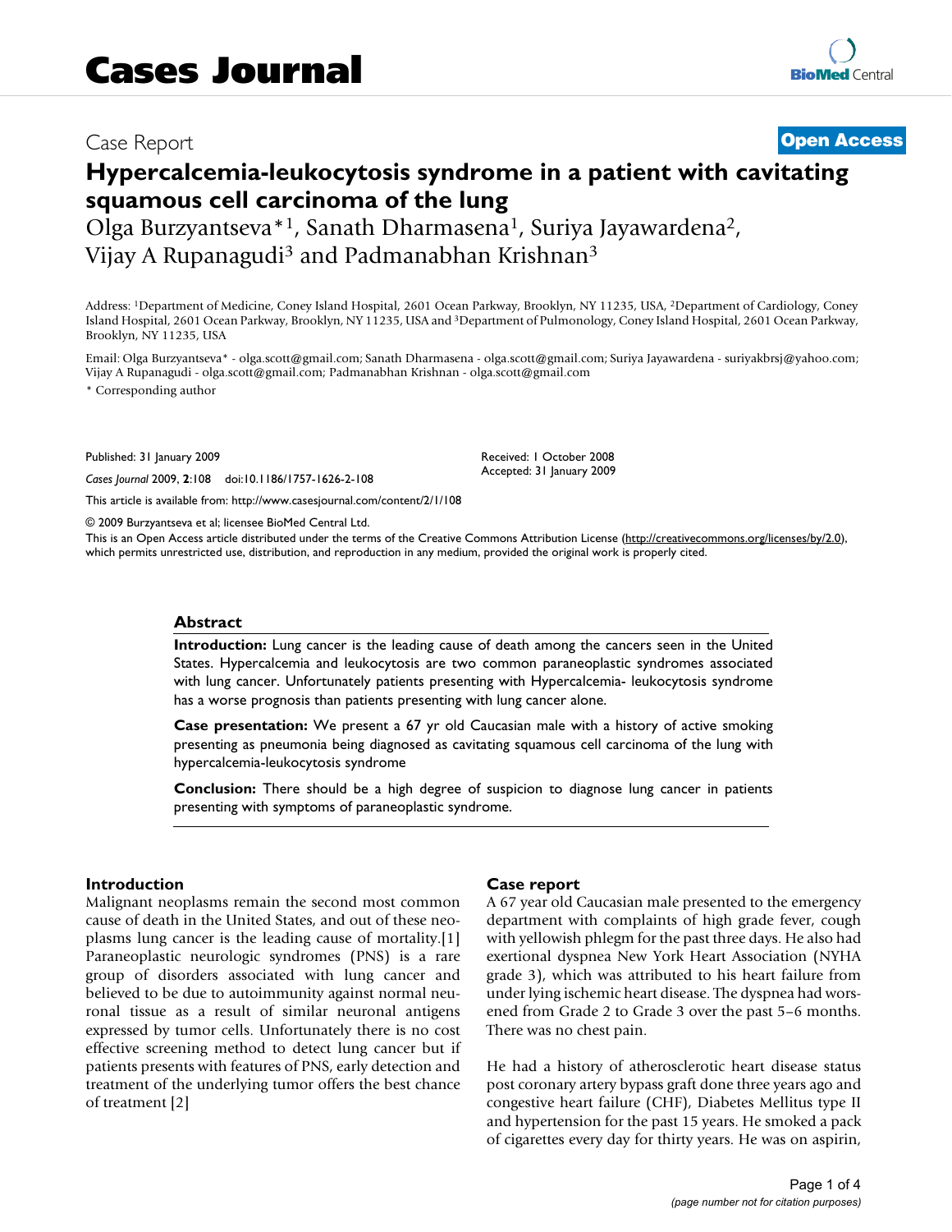# Cases Journal

Case Report

**Open Access**

# Hypercalcemia-leukocytosis syndrome in a patient with cavitating squamous cell carcinoma of the lung

Olga Burzyantseva*[1], Sanath Dharmasena[1], Suriya Jayawardena[2], Vijay A Rupanagudi[3] and Padmanabhan Krishnan[3]

Address: [1]Department of Medicine, Coney Island Hospital, 2601 Ocean Parkway, Brooklyn, NY 11235, USA, [2]Department of Cardiology, Coney Island Hospital, 2601 Ocean Parkway, Brooklyn, NY 11235, USA and [3]Department of Pulmonology, Coney Island Hospital, 2601 Ocean Parkway, Brooklyn, NY 11235, USA

Email: Olga Burzyantseva* - olga.scott@gmail.com; Sanath Dharmasena - olga.scott@gmail.com; Suriya Jayawardena - suriyakbrsj@yahoo.com; Vijay A Rupanagudi - olga.scott@gmail.com; Padmanabhan Krishnan - olga.scott@gmail.com

\* Corresponding author

Published: 31 January 2009

*Cases Journal* 2009, **2**:108 doi:10.1186/1757-1626-2-108

Received: 1 October 2008
Accepted: 31 January 2009

This article is available from: http://www.casesjournal.com/content/2/1/108

© 2009 Burzyantseva et al; licensee BioMed Central Ltd.

This is an Open Access article distributed under the terms of the Creative Commons Attribution License (http://creativecommons.org/licenses/by/2.0), which permits unrestricted use, distribution, and reproduction in any medium, provided the original work is properly cited.

## Abstract

**Introduction:** Lung cancer is the leading cause of death among the cancers seen in the United States. Hypercalcemia and leukocytosis are two common paraneoplastic syndromes associated with lung cancer. Unfortunately patients presenting with Hypercalcemia- leukocytosis syndrome has a worse prognosis than patients presenting with lung cancer alone.

**Case presentation:** We present a 67 yr old Caucasian male with a history of active smoking presenting as pneumonia being diagnosed as cavitating squamous cell carcinoma of the lung with hypercalcemia-leukocytosis syndrome

**Conclusion:** There should be a high degree of suspicion to diagnose lung cancer in patients presenting with symptoms of paraneoplastic syndrome.

## Introduction

Malignant neoplasms remain the second most common cause of death in the United States, and out of these neoplasms lung cancer is the leading cause of mortality.[1] Paraneoplastic neurologic syndromes (PNS) is a rare group of disorders associated with lung cancer and believed to be due to autoimmunity against normal neuronal tissue as a result of similar neuronal antigens expressed by tumor cells. Unfortunately there is no cost effective screening method to detect lung cancer but if patients presents with features of PNS, early detection and treatment of the underlying tumor offers the best chance of treatment [2]

## Case report

A 67 year old Caucasian male presented to the emergency department with complaints of high grade fever, cough with yellowish phlegm for the past three days. He also had exertional dyspnea New York Heart Association (NYHA grade 3), which was attributed to his heart failure from under lying ischemic heart disease. The dyspnea had worsened from Grade 2 to Grade 3 over the past 5–6 months. There was no chest pain.

He had a history of atherosclerotic heart disease status post coronary artery bypass graft done three years ago and congestive heart failure (CHF), Diabetes Mellitus type II and hypertension for the past 15 years. He smoked a pack of cigarettes every day for thirty years. He was on aspirin,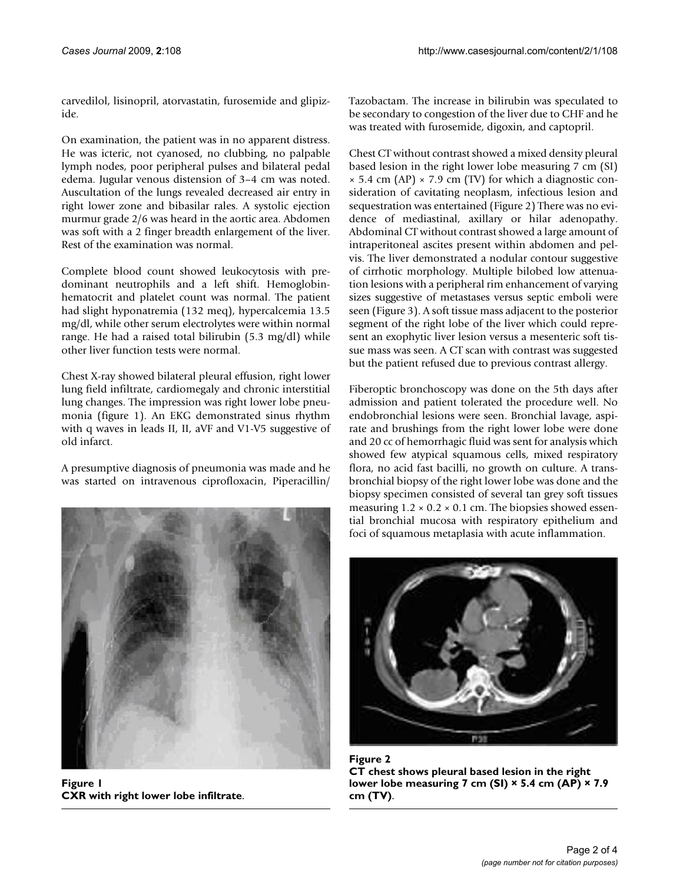carvedilol, lisinopril, atorvastatin, furosemide and glipizide.

On examination, the patient was in no apparent distress. He was icteric, not cyanosed, no clubbing, no palpable lymph nodes, poor peripheral pulses and bilateral pedal edema. Jugular venous distension of 3–4 cm was noted. Auscultation of the lungs revealed decreased air entry in right lower zone and bibasilar rales. A systolic ejection murmur grade 2/6 was heard in the aortic area. Abdomen was soft with a 2 finger breadth enlargement of the liver. Rest of the examination was normal.

Complete blood count showed leukocytosis with predominant neutrophils and a left shift. Hemoglobin-hematocrit and platelet count was normal. The patient had slight hyponatremia (132 meq), hypercalcemia 13.5 mg/dl, while other serum electrolytes were within normal range. He had a raised total bilirubin (5.3 mg/dl) while other liver function tests were normal.

Chest X-ray showed bilateral pleural effusion, right lower lung field infiltrate, cardiomegaly and chronic interstitial lung changes. The impression was right lower lobe pneumonia (figure 1). An EKG demonstrated sinus rhythm with q waves in leads II, II, aVF and V1-V5 suggestive of old infarct.

A presumptive diagnosis of pneumonia was made and he was started on intravenous ciprofloxacin, Piperacillin/Tazobactam. The increase in bilirubin was speculated to be secondary to congestion of the liver due to CHF and he was treated with furosemide, digoxin, and captopril.

**Figure 1**
**CXR with right lower lobe infiltrate**.

Chest CT without contrast showed a mixed density pleural based lesion in the right lower lobe measuring 7 cm (SI) × 5.4 cm (AP) × 7.9 cm (TV) for which a diagnostic consideration of cavitating neoplasm, infectious lesion and sequestration was entertained (Figure 2) There was no evidence of mediastinal, axillary or hilar adenopathy. Abdominal CT without contrast showed a large amount of intraperitoneal ascites present within abdomen and pelvis. The liver demonstrated a nodular contour suggestive of cirrhotic morphology. Multiple bilobed low attenuation lesions with a peripheral rim enhancement of varying sizes suggestive of metastases versus septic emboli were seen (Figure 3). A soft tissue mass adjacent to the posterior segment of the right lobe of the liver which could represent an exophytic liver lesion versus a mesenteric soft tissue mass was seen. A CT scan with contrast was suggested but the patient refused due to previous contrast allergy.

Fiberoptic bronchoscopy was done on the 5th days after admission and patient tolerated the procedure well. No endobronchial lesions were seen. Bronchial lavage, aspirate and brushings from the right lower lobe were done and 20 cc of hemorrhagic fluid was sent for analysis which showed few atypical squamous cells, mixed respiratory flora, no acid fast bacilli, no growth on culture. A transbronchial biopsy of the right lower lobe was done and the biopsy specimen consisted of several tan grey soft tissues measuring 1.2 × 0.2 × 0.1 cm. The biopsies showed essential bronchial mucosa with respiratory epithelium and foci of squamous metaplasia with acute inflammation.

**Figure 2**
**CT chest shows pleural based lesion in the right lower lobe measuring 7 cm (SI) × 5.4 cm (AP) × 7.9 cm (TV)**.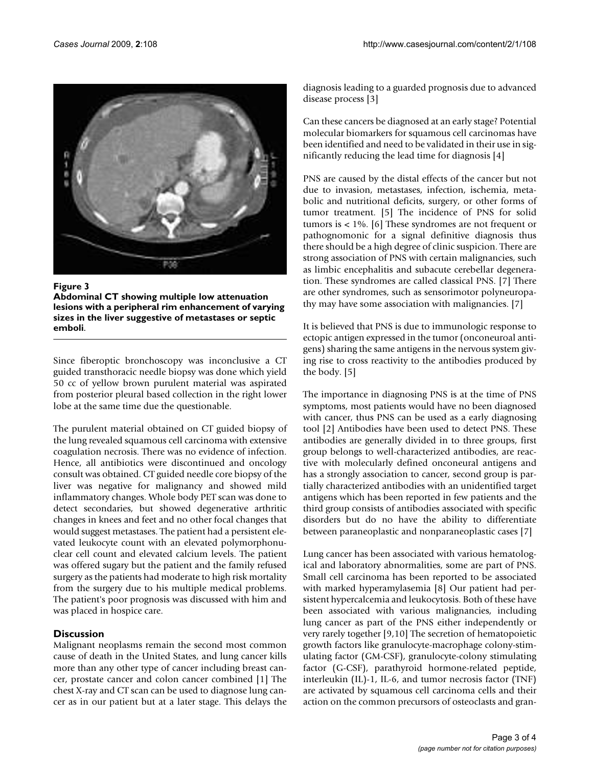**Figure 3**

**Abdominal CT showing multiple low attenuation lesions with a peripheral rim enhancement of varying sizes in the liver suggestive of metastases or septic emboli**.

Since fiberoptic bronchoscopy was inconclusive a CT guided transthoracic needle biopsy was done which yield 50 cc of yellow brown purulent material was aspirated from posterior pleural based collection in the right lower lobe at the same time due the questionable.

The purulent material obtained on CT guided biopsy of the lung revealed squamous cell carcinoma with extensive coagulation necrosis. There was no evidence of infection. Hence, all antibiotics were discontinued and oncology consult was obtained. CT guided needle core biopsy of the liver was negative for malignancy and showed mild inflammatory changes. Whole body PET scan was done to detect secondaries, but showed degenerative arthritic changes in knees and feet and no other focal changes that would suggest metastases. The patient had a persistent elevated leukocyte count with an elevated polymorphonuclear cell count and elevated calcium levels. The patient was offered sugary but the patient and the family refused surgery as the patients had moderate to high risk mortality from the surgery due to his multiple medical problems. The patient's poor prognosis was discussed with him and was placed in hospice care.

## Discussion

Malignant neoplasms remain the second most common cause of death in the United States, and lung cancer kills more than any other type of cancer including breast cancer, prostate cancer and colon cancer combined [1] The chest X-ray and CT scan can be used to diagnose lung cancer as in our patient but at a later stage. This delays the diagnosis leading to a guarded prognosis due to advanced disease process [3]

Can these cancers be diagnosed at an early stage? Potential molecular biomarkers for squamous cell carcinomas have been identified and need to be validated in their use in significantly reducing the lead time for diagnosis [4]

PNS are caused by the distal effects of the cancer but not due to invasion, metastases, infection, ischemia, metabolic and nutritional deficits, surgery, or other forms of tumor treatment. [5] The incidence of PNS for solid tumors is < 1%. [6] These syndromes are not frequent or pathognomonic for a signal definitive diagnosis thus there should be a high degree of clinic suspicion. There are strong association of PNS with certain malignancies, such as limbic encephalitis and subacute cerebellar degeneration. These syndromes are called classical PNS. [7] There are other syndromes, such as sensorimotor polyneuropathy may have some association with malignancies. [7]

It is believed that PNS is due to immunologic response to ectopic antigen expressed in the tumor (onconeuroal antigens) sharing the same antigens in the nervous system giving rise to cross reactivity to the antibodies produced by the body. [5]

The importance in diagnosing PNS is at the time of PNS symptoms, most patients would have no been diagnosed with cancer, thus PNS can be used as a early diagnosing tool [2] Antibodies have been used to detect PNS. These antibodies are generally divided in to three groups, first group belongs to well-characterized antibodies, are reactive with molecularly defined onconeural antigens and has a strongly association to cancer, second group is partially characterized antibodies with an unidentified target antigens which has been reported in few patients and the third group consists of antibodies associated with specific disorders but do no have the ability to differentiate between paraneoplastic and nonparaneoplastic cases [7]

Lung cancer has been associated with various hematological and laboratory abnormalities, some are part of PNS. Small cell carcinoma has been reported to be associated with marked hyperamylasemia [8] Our patient had persistent hypercalcemia and leukocytosis. Both of these have been associated with various malignancies, including lung cancer as part of the PNS either independently or very rarely together [9,10] The secretion of hematopoietic growth factors like granulocyte-macrophage colony-stimulating factor (GM-CSF), granulocyte-colony stimulating factor (G-CSF), parathyroid hormone-related peptide, interleukin (IL)-1, IL-6, and tumor necrosis factor (TNF) are activated by squamous cell carcinoma cells and their action on the common precursors of osteoclasts and gran-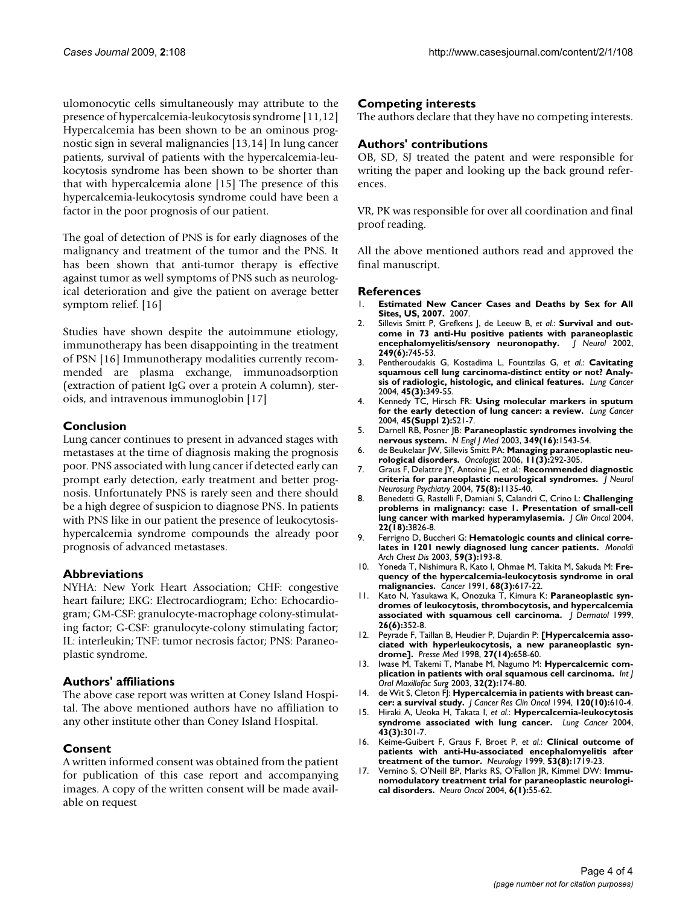ulomonocytic cells simultaneously may attribute to the presence of hypercalcemia-leukocytosis syndrome [11,12] Hypercalcemia has been shown to be an ominous prognostic sign in several malignancies [13,14] In lung cancer patients, survival of patients with the hypercalcemia-leukocytosis syndrome has been shown to be shorter than that with hypercalcemia alone [15] The presence of this hypercalcemia-leukocytosis syndrome could have been a factor in the poor prognosis of our patient.

The goal of detection of PNS is for early diagnoses of the malignancy and treatment of the tumor and the PNS. It has been shown that anti-tumor therapy is effective against tumor as well symptoms of PNS such as neurological deterioration and give the patient on average better symptom relief. [16]

Studies have shown despite the autoimmune etiology, immunotherapy has been disappointing in the treatment of PSN [16] Immunotherapy modalities currently recommended are plasma exchange, immunoadsorption (extraction of patient IgG over a protein A column), steroids, and intravenous immunoglobin [17]

## Conclusion

Lung cancer continues to present in advanced stages with metastases at the time of diagnosis making the prognosis poor. PNS associated with lung cancer if detected early can prompt early detection, early treatment and better prognosis. Unfortunately PNS is rarely seen and there should be a high degree of suspicion to diagnose PNS. In patients with PNS like in our patient the presence of leukocytosis-hypercalcemia syndrome compounds the already poor prognosis of advanced metastases.

## Abbreviations

NYHA: New York Heart Association; CHF: congestive heart failure; EKG: Electrocardiogram; Echo: Echocardiogram; GM-CSF: granulocyte-macrophage colony-stimulating factor; G-CSF: granulocyte-colony stimulating factor; IL: interleukin; TNF: tumor necrosis factor; PNS: Paraneoplastic syndrome.

## Authors' affiliations

The above case report was written at Coney Island Hospital. The above mentioned authors have no affiliation to any other institute other than Coney Island Hospital.

## Consent

A written informed consent was obtained from the patient for publication of this case report and accompanying images. A copy of the written consent will be made available on request

## Competing interests

The authors declare that they have no competing interests.

## Authors' contributions

OB, SD, SJ treated the patent and were responsible for writing the paper and looking up the back ground references.

VR, PK was responsible for over all coordination and final proof reading.

All the above mentioned authors read and approved the final manuscript.

## References

1. **Estimated New Cancer Cases and Deaths by Sex for All Sites, US, 2007.** 2007.
2. Sillevis Smitt P, Grefkens J, de Leeuw B, *et al.*: **Survival and outcome in 73 anti-Hu positive patients with paraneoplastic encephalomyelitis/sensory neuronopathy.** *J Neurol* 2002, **249(6):**745-53.
3. Pentheroudakis G, Kostadima L, Fountzilas G, *et al.*: **Cavitating squamous cell lung carcinoma-distinct entity or not? Analysis of radiologic, histologic, and clinical features.** *Lung Cancer* 2004, **45(3):**349-55.
4. Kennedy TC, Hirsch FR: **Using molecular markers in sputum for the early detection of lung cancer: a review.** *Lung Cancer* 2004, **45(Suppl 2):**S21-7.
5. Darnell RB, Posner JB: **Paraneoplastic syndromes involving the nervous system.** *N Engl J Med* 2003, **349(16):**1543-54.
6. de Beukelaar JW, Sillevis Smitt PA: **Managing paraneoplastic neurological disorders.** *Oncologist* 2006, **11(3):**292-305.
7. Graus F, Delattre JY, Antoine JC, *et al.*: **Recommended diagnostic criteria for paraneoplastic neurological syndromes.** *J Neurol Neurosurg Psychiatry* 2004, **75(8):**1135-40.
8. Benedetti G, Rastelli F, Damiani S, Calandri C, Crino L: **Challenging problems in malignancy: case 1. Presentation of small-cell lung cancer with marked hyperamylasemia.** *J Clin Oncol* 2004, **22(18):**3826-8.
9. Ferrigno D, Buccheri G: **Hematologic counts and clinical correlates in 1201 newly diagnosed lung cancer patients.** *Monaldi Arch Chest Dis* 2003, **59(3):**193-8.
10. Yoneda T, Nishimura R, Kato I, Ohmae M, Takita M, Sakuda M: **Frequency of the hypercalcemia-leukocytosis syndrome in oral malignancies.** *Cancer* 1991, **68(3):**617-22.
11. Kato N, Yasukawa K, Onozuka T, Kimura K: **Paraneoplastic syndromes of leukocytosis, thrombocytosis, and hypercalcemia associated with squamous cell carcinoma.** *J Dermatol* 1999, **26(6):**352-8.
12. Peyrade F, Taillan B, Heudier P, Dujardin P: **[Hypercalcemia associated with hyperleukocytosis, a new paraneoplastic syndrome].** *Presse Med* 1998, **27(14):**658-60.
13. Iwase M, Takemi T, Manabe M, Nagumo M: **Hypercalcemic complication in patients with oral squamous cell carcinoma.** *Int J Oral Maxillofac Surg* 2003, **32(2):**174-80.
14. de Wit S, Cleton FJ: **Hypercalcemia in patients with breast cancer: a survival study.** *J Cancer Res Clin Oncol* 1994, **120(10):**610-4.
15. Hiraki A, Ueoka H, Takata I, *et al.*: **Hypercalcemia-leukocytosis syndrome associated with lung cancer.** *Lung Cancer* 2004, **43(3):**301-7.
16. Keime-Guibert F, Graus F, Broet P, *et al.*: **Clinical outcome of patients with anti-Hu-associated encephalomyelitis after treatment of the tumor.** *Neurology* 1999, **53(8):**1719-23.
17. Vernino S, O'Neill BP, Marks RS, O'Fallon JR, Kimmel DW: **Immunomodulatory treatment trial for paraneoplastic neurological disorders.** *Neuro Oncol* 2004, **6(1):**55-62.